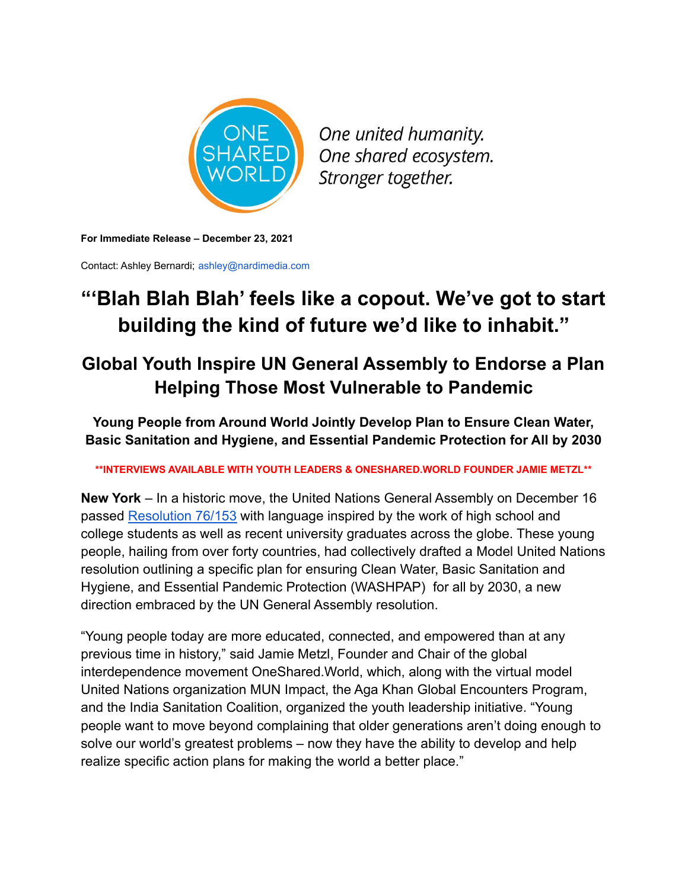ONE SHARED WORLD

*One united humanity.*
*One shared ecosystem.*
*Stronger together.*

**For Immediate Release – December 23, 2021**

Contact: Ashley Bernardi; ashley@nardimedia.com

# "'Blah Blah Blah' feels like a copout. We've got to start building the kind of future we'd like to inhabit."

## Global Youth Inspire UN General Assembly to Endorse a Plan Helping Those Most Vulnerable to Pandemic

### Young People from Around World Jointly Develop Plan to Ensure Clean Water, Basic Sanitation and Hygiene, and Essential Pandemic Protection for All by 2030

****INTERVIEWS AVAILABLE WITH YOUTH LEADERS & ONESHARED.WORLD FOUNDER JAMIE METZL****

**New York** – In a historic move, the United Nations General Assembly on December 16 passed [Resolution 76/153](Resolution 76/153) with language inspired by the work of high school and college students as well as recent university graduates across the globe. These young people, hailing from over forty countries, had collectively drafted a Model United Nations resolution outlining a specific plan for ensuring Clean Water, Basic Sanitation and Hygiene, and Essential Pandemic Protection (WASHPAP) for all by 2030, a new direction embraced by the UN General Assembly resolution.

"Young people today are more educated, connected, and empowered than at any previous time in history," said Jamie Metzl, Founder and Chair of the global interdependence movement OneShared.World, which, along with the virtual model United Nations organization MUN Impact, the Aga Khan Global Encounters Program, and the India Sanitation Coalition, organized the youth leadership initiative. "Young people want to move beyond complaining that older generations aren't doing enough to solve our world's greatest problems – now they have the ability to develop and help realize specific action plans for making the world a better place."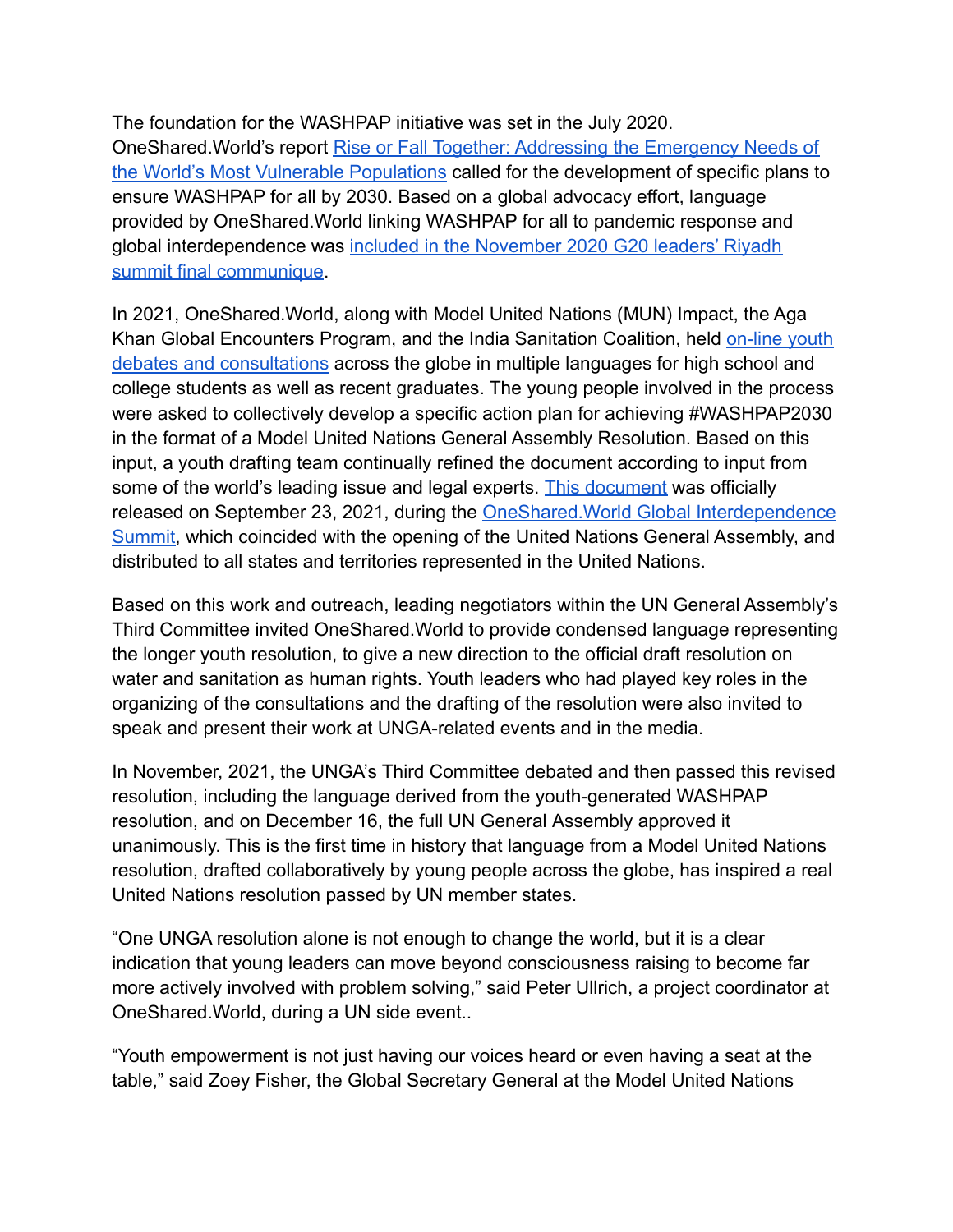The foundation for the WASHPAP initiative was set in the July 2020. OneShared.World's report Rise or Fall Together: Addressing the Emergency Needs of the World's Most Vulnerable Populations called for the development of specific plans to ensure WASHPAP for all by 2030. Based on a global advocacy effort, language provided by OneShared.World linking WASHPAP for all to pandemic response and global interdependence was included in the November 2020 G20 leaders' Riyadh summit final communique.

In 2021, OneShared.World, along with Model United Nations (MUN) Impact, the Aga Khan Global Encounters Program, and the India Sanitation Coalition, held on-line youth debates and consultations across the globe in multiple languages for high school and college students as well as recent graduates. The young people involved in the process were asked to collectively develop a specific action plan for achieving #WASHPAP2030 in the format of a Model United Nations General Assembly Resolution. Based on this input, a youth drafting team continually refined the document according to input from some of the world's leading issue and legal experts. This document was officially released on September 23, 2021, during the OneShared.World Global Interdependence Summit, which coincided with the opening of the United Nations General Assembly, and distributed to all states and territories represented in the United Nations.

Based on this work and outreach, leading negotiators within the UN General Assembly's Third Committee invited OneShared.World to provide condensed language representing the longer youth resolution, to give a new direction to the official draft resolution on water and sanitation as human rights. Youth leaders who had played key roles in the organizing of the consultations and the drafting of the resolution were also invited to speak and present their work at UNGA-related events and in the media.

In November, 2021, the UNGA's Third Committee debated and then passed this revised resolution, including the language derived from the youth-generated WASHPAP resolution, and on December 16, the full UN General Assembly approved it unanimously. This is the first time in history that language from a Model United Nations resolution, drafted collaboratively by young people across the globe, has inspired a real United Nations resolution passed by UN member states.

"One UNGA resolution alone is not enough to change the world, but it is a clear indication that young leaders can move beyond consciousness raising to become far more actively involved with problem solving," said Peter Ullrich, a project coordinator at OneShared.World, during a UN side event..

"Youth empowerment is not just having our voices heard or even having a seat at the table," said Zoey Fisher, the Global Secretary General at the Model United Nations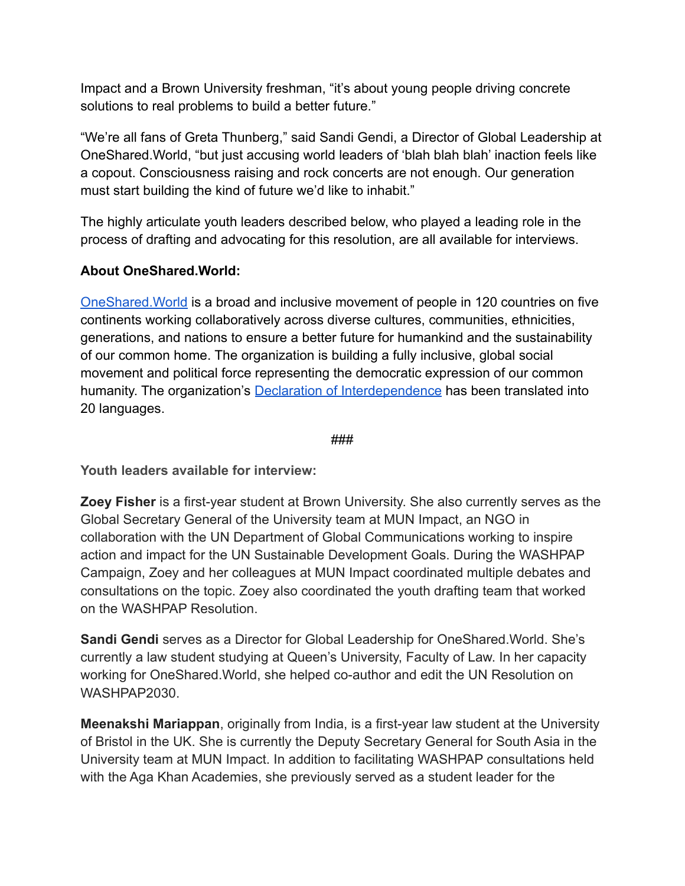Impact and a Brown University freshman, "it's about young people driving concrete solutions to real problems to build a better future."

"We're all fans of Greta Thunberg," said Sandi Gendi, a Director of Global Leadership at OneShared.World, "but just accusing world leaders of 'blah blah blah' inaction feels like a copout. Consciousness raising and rock concerts are not enough. Our generation must start building the kind of future we'd like to inhabit."

The highly articulate youth leaders described below, who played a leading role in the process of drafting and advocating for this resolution, are all available for interviews.

**About OneShared.World:**

[OneShared.World](OneShared.World) is a broad and inclusive movement of people in 120 countries on five continents working collaboratively across diverse cultures, communities, ethnicities, generations, and nations to ensure a better future for humankind and the sustainability of our common home. The organization is building a fully inclusive, global social movement and political force representing the democratic expression of our common humanity. The organization's [Declaration of Interdependence]() has been translated into 20 languages.

###

**Youth leaders available for interview:**

**Zoey Fisher** is a first-year student at Brown University. She also currently serves as the Global Secretary General of the University team at MUN Impact, an NGO in collaboration with the UN Department of Global Communications working to inspire action and impact for the UN Sustainable Development Goals. During the WASHPAP Campaign, Zoey and her colleagues at MUN Impact coordinated multiple debates and consultations on the topic. Zoey also coordinated the youth drafting team that worked on the WASHPAP Resolution.

**Sandi Gendi** serves as a Director for Global Leadership for OneShared.World. She's currently a law student studying at Queen's University, Faculty of Law. In her capacity working for OneShared.World, she helped co-author and edit the UN Resolution on WASHPAP2030.

**Meenakshi Mariappan**, originally from India, is a first-year law student at the University of Bristol in the UK. She is currently the Deputy Secretary General for South Asia in the University team at MUN Impact. In addition to facilitating WASHPAP consultations held with the Aga Khan Academies, she previously served as a student leader for the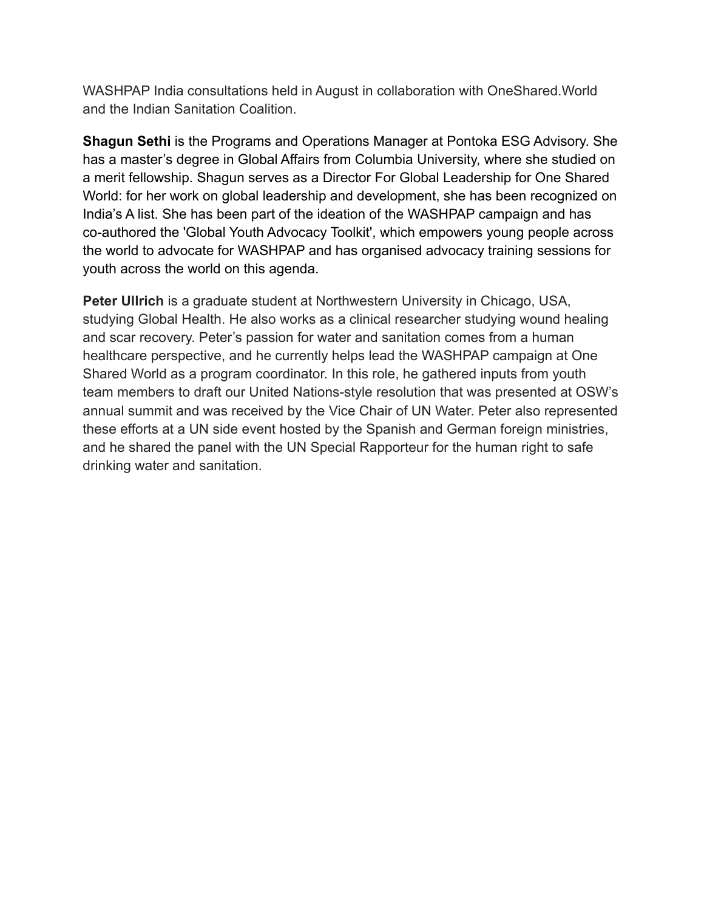WASHPAP India consultations held in August in collaboration with OneShared.World and the Indian Sanitation Coalition.

**Shagun Sethi** is the Programs and Operations Manager at Pontoka ESG Advisory. She has a master's degree in Global Affairs from Columbia University, where she studied on a merit fellowship. Shagun serves as a Director For Global Leadership for One Shared World: for her work on global leadership and development, she has been recognized on India's A list. She has been part of the ideation of the WASHPAP campaign and has co-authored the 'Global Youth Advocacy Toolkit', which empowers young people across the world to advocate for WASHPAP and has organised advocacy training sessions for youth across the world on this agenda.

**Peter Ullrich** is a graduate student at Northwestern University in Chicago, USA, studying Global Health. He also works as a clinical researcher studying wound healing and scar recovery. Peter's passion for water and sanitation comes from a human healthcare perspective, and he currently helps lead the WASHPAP campaign at One Shared World as a program coordinator. In this role, he gathered inputs from youth team members to draft our United Nations-style resolution that was presented at OSW's annual summit and was received by the Vice Chair of UN Water. Peter also represented these efforts at a UN side event hosted by the Spanish and German foreign ministries, and he shared the panel with the UN Special Rapporteur for the human right to safe drinking water and sanitation.